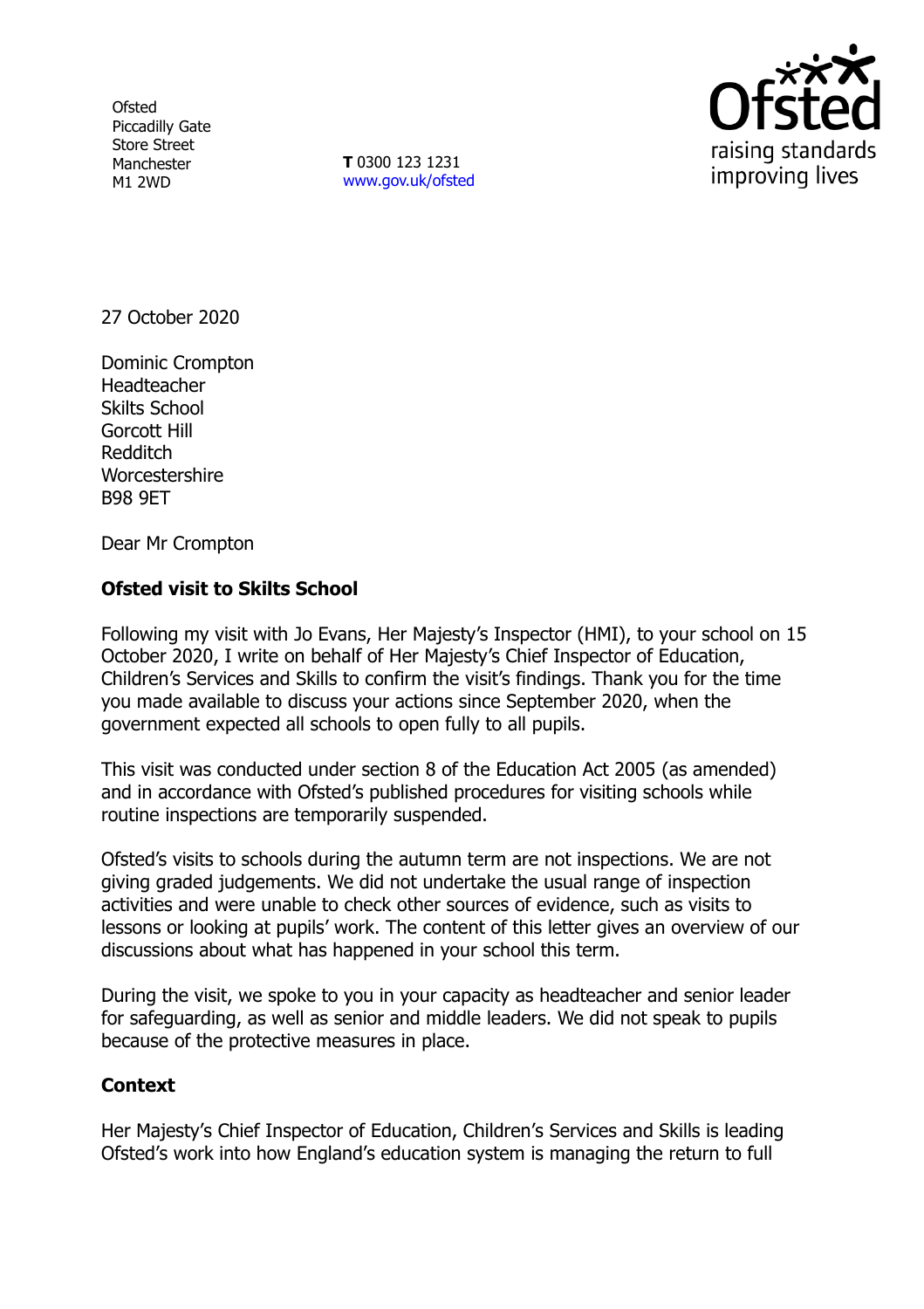Ofsted
Piccadilly Gate
Store Street
Manchester
M1 2WD

**T** 0300 123 1231
www.gov.uk/ofsted

27 October 2020

Dominic Crompton
Headteacher
Skilts School
Gorcott Hill
Redditch
Worcestershire
B98 9ET

Dear Mr Crompton

**Ofsted visit to Skilts School**

Following my visit with Jo Evans, Her Majesty's Inspector (HMI), to your school on 15 October 2020, I write on behalf of Her Majesty's Chief Inspector of Education, Children's Services and Skills to confirm the visit's findings. Thank you for the time you made available to discuss your actions since September 2020, when the government expected all schools to open fully to all pupils.

This visit was conducted under section 8 of the Education Act 2005 (as amended) and in accordance with Ofsted's published procedures for visiting schools while routine inspections are temporarily suspended.

Ofsted's visits to schools during the autumn term are not inspections. We are not giving graded judgements. We did not undertake the usual range of inspection activities and were unable to check other sources of evidence, such as visits to lessons or looking at pupils' work. The content of this letter gives an overview of our discussions about what has happened in your school this term.

During the visit, we spoke to you in your capacity as headteacher and senior leader for safeguarding, as well as senior and middle leaders. We did not speak to pupils because of the protective measures in place.

**Context**

Her Majesty's Chief Inspector of Education, Children's Services and Skills is leading Ofsted's work into how England's education system is managing the return to full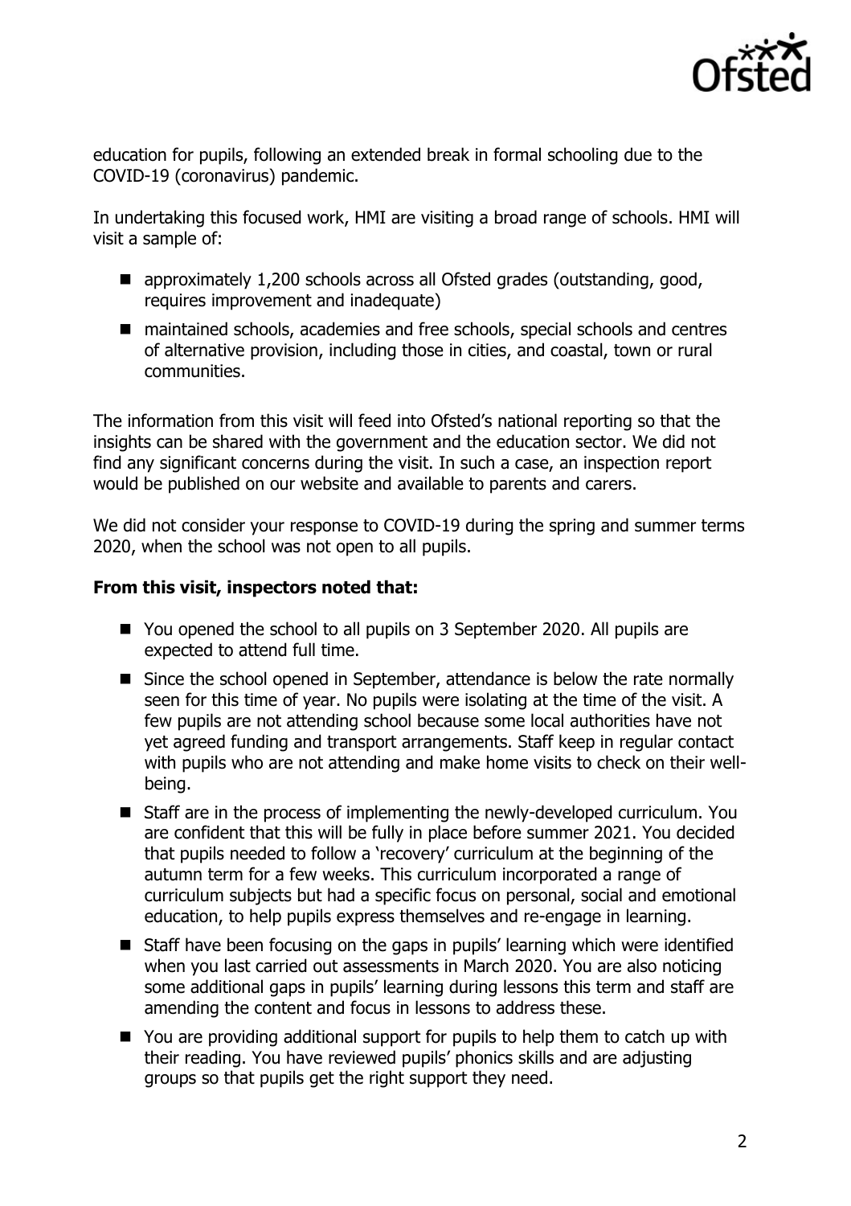education for pupils, following an extended break in formal schooling due to the COVID-19 (coronavirus) pandemic.

In undertaking this focused work, HMI are visiting a broad range of schools. HMI will visit a sample of:

- approximately 1,200 schools across all Ofsted grades (outstanding, good, requires improvement and inadequate)
- maintained schools, academies and free schools, special schools and centres of alternative provision, including those in cities, and coastal, town or rural communities.

The information from this visit will feed into Ofsted's national reporting so that the insights can be shared with the government and the education sector. We did not find any significant concerns during the visit. In such a case, an inspection report would be published on our website and available to parents and carers.

We did not consider your response to COVID-19 during the spring and summer terms 2020, when the school was not open to all pupils.

**From this visit, inspectors noted that:**

- You opened the school to all pupils on 3 September 2020. All pupils are expected to attend full time.
- Since the school opened in September, attendance is below the rate normally seen for this time of year. No pupils were isolating at the time of the visit. A few pupils are not attending school because some local authorities have not yet agreed funding and transport arrangements. Staff keep in regular contact with pupils who are not attending and make home visits to check on their well-being.
- Staff are in the process of implementing the newly-developed curriculum. You are confident that this will be fully in place before summer 2021. You decided that pupils needed to follow a 'recovery' curriculum at the beginning of the autumn term for a few weeks. This curriculum incorporated a range of curriculum subjects but had a specific focus on personal, social and emotional education, to help pupils express themselves and re-engage in learning.
- Staff have been focusing on the gaps in pupils' learning which were identified when you last carried out assessments in March 2020. You are also noticing some additional gaps in pupils' learning during lessons this term and staff are amending the content and focus in lessons to address these.
- You are providing additional support for pupils to help them to catch up with their reading. You have reviewed pupils' phonics skills and are adjusting groups so that pupils get the right support they need.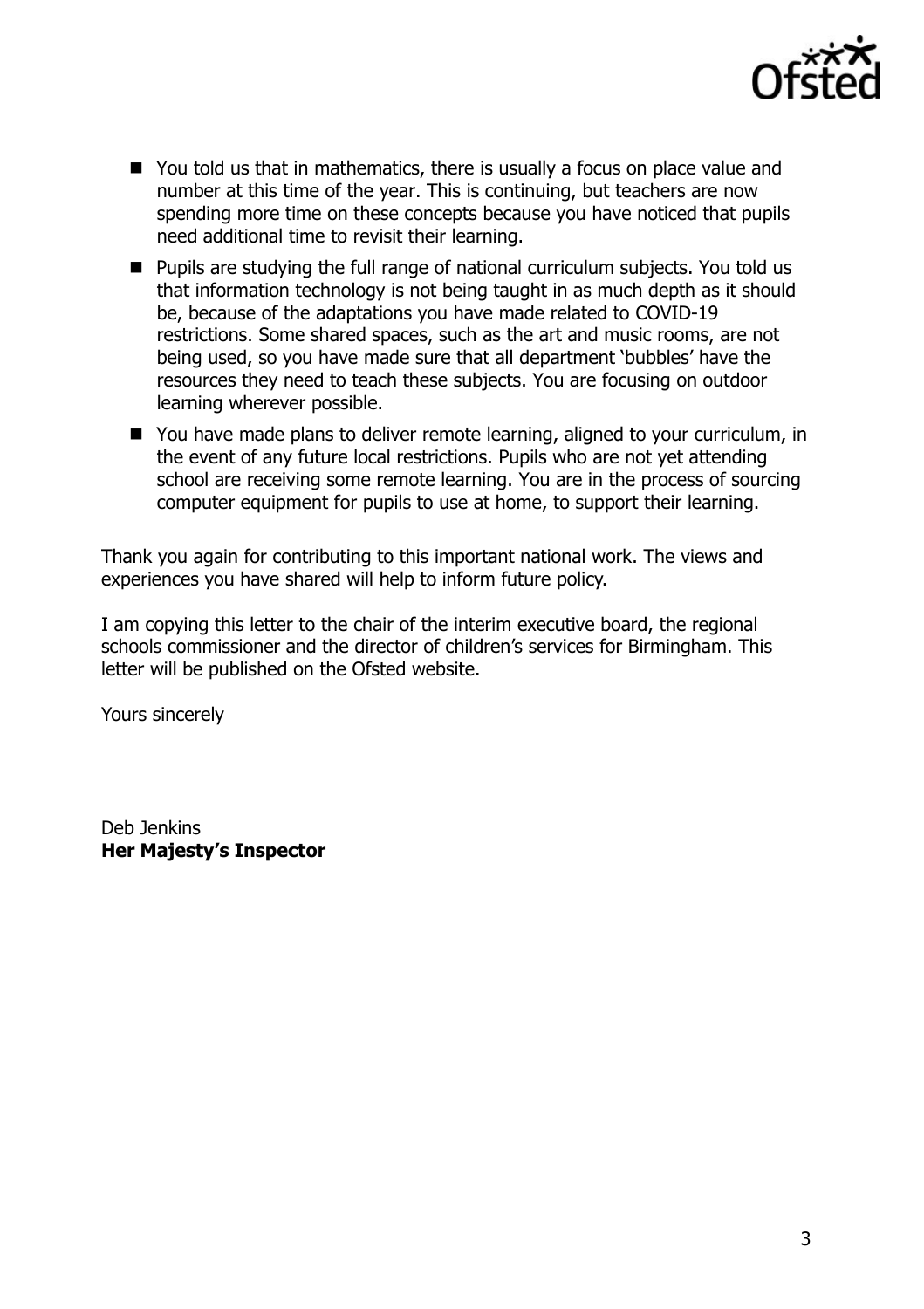- You told us that in mathematics, there is usually a focus on place value and number at this time of the year. This is continuing, but teachers are now spending more time on these concepts because you have noticed that pupils need additional time to revisit their learning.
- Pupils are studying the full range of national curriculum subjects. You told us that information technology is not being taught in as much depth as it should be, because of the adaptations you have made related to COVID-19 restrictions. Some shared spaces, such as the art and music rooms, are not being used, so you have made sure that all department 'bubbles' have the resources they need to teach these subjects. You are focusing on outdoor learning wherever possible.
- You have made plans to deliver remote learning, aligned to your curriculum, in the event of any future local restrictions. Pupils who are not yet attending school are receiving some remote learning. You are in the process of sourcing computer equipment for pupils to use at home, to support their learning.

Thank you again for contributing to this important national work. The views and experiences you have shared will help to inform future policy.

I am copying this letter to the chair of the interim executive board, the regional schools commissioner and the director of children's services for Birmingham. This letter will be published on the Ofsted website.

Yours sincerely

Deb Jenkins
**Her Majesty's Inspector**